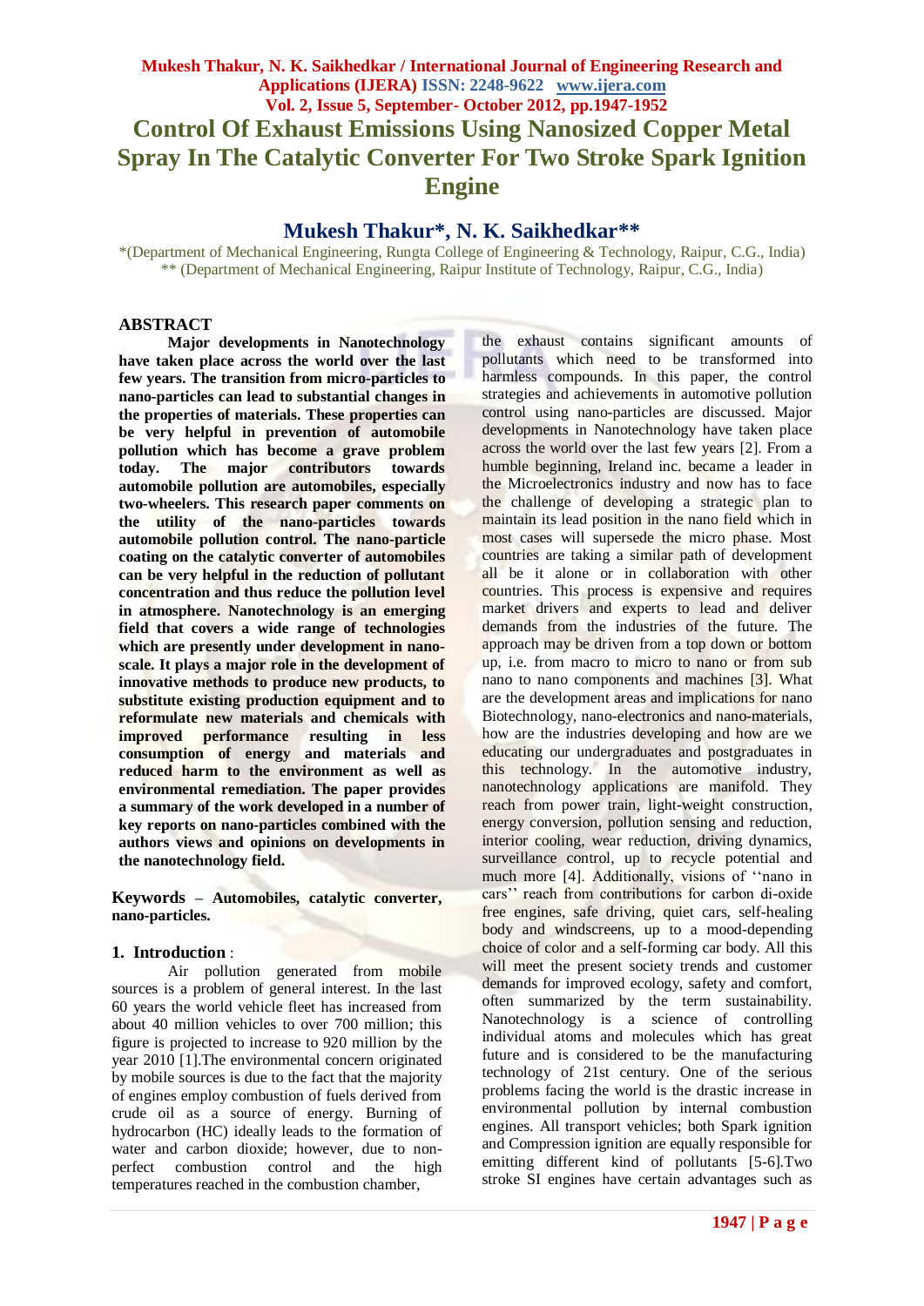# Control Of Exhaust Emissions Using Nanosized Copper Metal Spray In The Catalytic Converter For Two Stroke Spark Ignition Engine

## Mukesh Thakur*, N. K. Saikhedkar**

*(Department of Mechanical Engineering, Rungta College of Engineering & Technology, Raipur, C.G., India)
** (Department of Mechanical Engineering, Raipur Institute of Technology, Raipur, C.G., India)

### ABSTRACT

**Major developments in Nanotechnology have taken place across the world over the last few years. The transition from micro-particles to nano-particles can lead to substantial changes in the properties of materials. These properties can be very helpful in prevention of automobile pollution which has become a grave problem today. The major contributors towards automobile pollution are automobiles, especially two-wheelers. This research paper comments on the utility of the nano-particles towards automobile pollution control. The nano-particle coating on the catalytic converter of automobiles can be very helpful in the reduction of pollutant concentration and thus reduce the pollution level in atmosphere. Nanotechnology is an emerging field that covers a wide range of technologies which are presently under development in nano-scale. It plays a major role in the development of innovative methods to produce new products, to substitute existing production equipment and to reformulate new materials and chemicals with improved performance resulting in less consumption of energy and materials and reduced harm to the environment as well as environmental remediation. The paper provides a summary of the work developed in a number of key reports on nano-particles combined with the authors views and opinions on developments in the nanotechnology field.**

**Keywords – Automobiles, catalytic converter, nano-particles.**

### 1. Introduction :

Air pollution generated from mobile sources is a problem of general interest. In the last 60 years the world vehicle fleet has increased from about 40 million vehicles to over 700 million; this figure is projected to increase to 920 million by the year 2010 [1].The environmental concern originated by mobile sources is due to the fact that the majority of engines employ combustion of fuels derived from crude oil as a source of energy. Burning of hydrocarbon (HC) ideally leads to the formation of water and carbon dioxide; however, due to non-perfect combustion control and the high temperatures reached in the combustion chamber, the exhaust contains significant amounts of pollutants which need to be transformed into harmless compounds. In this paper, the control strategies and achievements in automotive pollution control using nano-particles are discussed. Major developments in Nanotechnology have taken place across the world over the last few years [2]. From a humble beginning, Ireland inc. became a leader in the Microelectronics industry and now has to face the challenge of developing a strategic plan to maintain its lead position in the nano field which in most cases will supersede the micro phase. Most countries are taking a similar path of development all be it alone or in collaboration with other countries. This process is expensive and requires market drivers and experts to lead and deliver demands from the industries of the future. The approach may be driven from a top down or bottom up, i.e. from macro to micro to nano or from sub nano to nano components and machines [3]. What are the development areas and implications for nano Biotechnology, nano-electronics and nano-materials, how are the industries developing and how are we educating our undergraduates and postgraduates in this technology. In the automotive industry, nanotechnology applications are manifold. They reach from power train, light-weight construction, energy conversion, pollution sensing and reduction, interior cooling, wear reduction, driving dynamics, surveillance control, up to recycle potential and much more [4]. Additionally, visions of ''nano in cars'' reach from contributions for carbon di-oxide free engines, safe driving, quiet cars, self-healing body and windscreens, up to a mood-depending choice of color and a self-forming car body. All this will meet the present society trends and customer demands for improved ecology, safety and comfort, often summarized by the term sustainability. Nanotechnology is a science of controlling individual atoms and molecules which has great future and is considered to be the manufacturing technology of 21st century. One of the serious problems facing the world is the drastic increase in environmental pollution by internal combustion engines. All transport vehicles; both Spark ignition and Compression ignition are equally responsible for emitting different kind of pollutants [5-6].Two stroke SI engines have certain advantages such as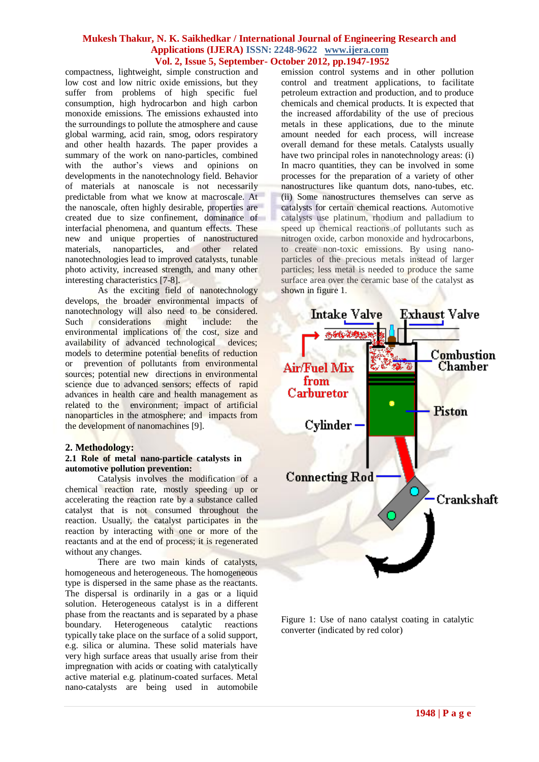compactness, lightweight, simple construction and low cost and low nitric oxide emissions, but they suffer from problems of high specific fuel consumption, high hydrocarbon and high carbon monoxide emissions. The emissions exhausted into the surroundings to pollute the atmosphere and cause global warming, acid rain, smog, odors respiratory and other health hazards. The paper provides a summary of the work on nano-particles, combined with the author's views and opinions on developments in the nanotechnology field. Behavior of materials at nanoscale is not necessarily predictable from what we know at macroscale. At the nanoscale, often highly desirable, properties are created due to size confinement, dominance of interfacial phenomena, and quantum effects. These new and unique properties of nanostructured materials, nanoparticles, and other related nanotechnologies lead to improved catalysts, tunable photo activity, increased strength, and many other interesting characteristics [7-8].

As the exciting field of nanotechnology develops, the broader environmental impacts of nanotechnology will also need to be considered. Such considerations might include: the environmental implications of the cost, size and availability of advanced technological devices; models to determine potential benefits of reduction or prevention of pollutants from environmental sources; potential new directions in environmental science due to advanced sensors; effects of rapid advances in health care and health management as related to the environment; impact of artificial nanoparticles in the atmosphere; and impacts from the development of nanomachines [9].

## 2. Methodology:

### 2.1 Role of metal nano-particle catalysts in automotive pollution prevention:

Catalysis involves the modification of a chemical reaction rate, mostly speeding up or accelerating the reaction rate by a substance called catalyst that is not consumed throughout the reaction. Usually, the catalyst participates in the reaction by interacting with one or more of the reactants and at the end of process; it is regenerated without any changes.

There are two main kinds of catalysts, homogeneous and heterogeneous. The homogeneous type is dispersed in the same phase as the reactants. The dispersal is ordinarily in a gas or a liquid solution. Heterogeneous catalyst is in a different phase from the reactants and is separated by a phase boundary. Heterogeneous catalytic reactions typically take place on the surface of a solid support, e.g. silica or alumina. These solid materials have very high surface areas that usually arise from their impregnation with acids or coating with catalytically active material e.g. platinum-coated surfaces. Metal nano-catalysts are being used in automobile emission control systems and in other pollution control and treatment applications, to facilitate petroleum extraction and production, and to produce chemicals and chemical products. It is expected that the increased affordability of the use of precious metals in these applications, due to the minute amount needed for each process, will increase overall demand for these metals. Catalysts usually have two principal roles in nanotechnology areas: (i) In macro quantities, they can be involved in some processes for the preparation of a variety of other nanostructures like quantum dots, nano-tubes, etc. (ii) Some nanostructures themselves can serve as catalysts for certain chemical reactions. Automotive catalysts use platinum, rhodium and palladium to speed up chemical reactions of pollutants such as nitrogen oxide, carbon monoxide and hydrocarbons, to create non-toxic emissions. By using nano-particles of the precious metals instead of larger particles; less metal is needed to produce the same surface area over the ceramic base of the catalyst as shown in figure 1.

Intake Valve
Exhaust Valve
Air/Fuel Mix from Carburetor
Combustion Chamber
Piston
Cylinder
Connecting Rod
Crankshaft

Figure 1: Use of nano catalyst coating in catalytic converter (indicated by red color)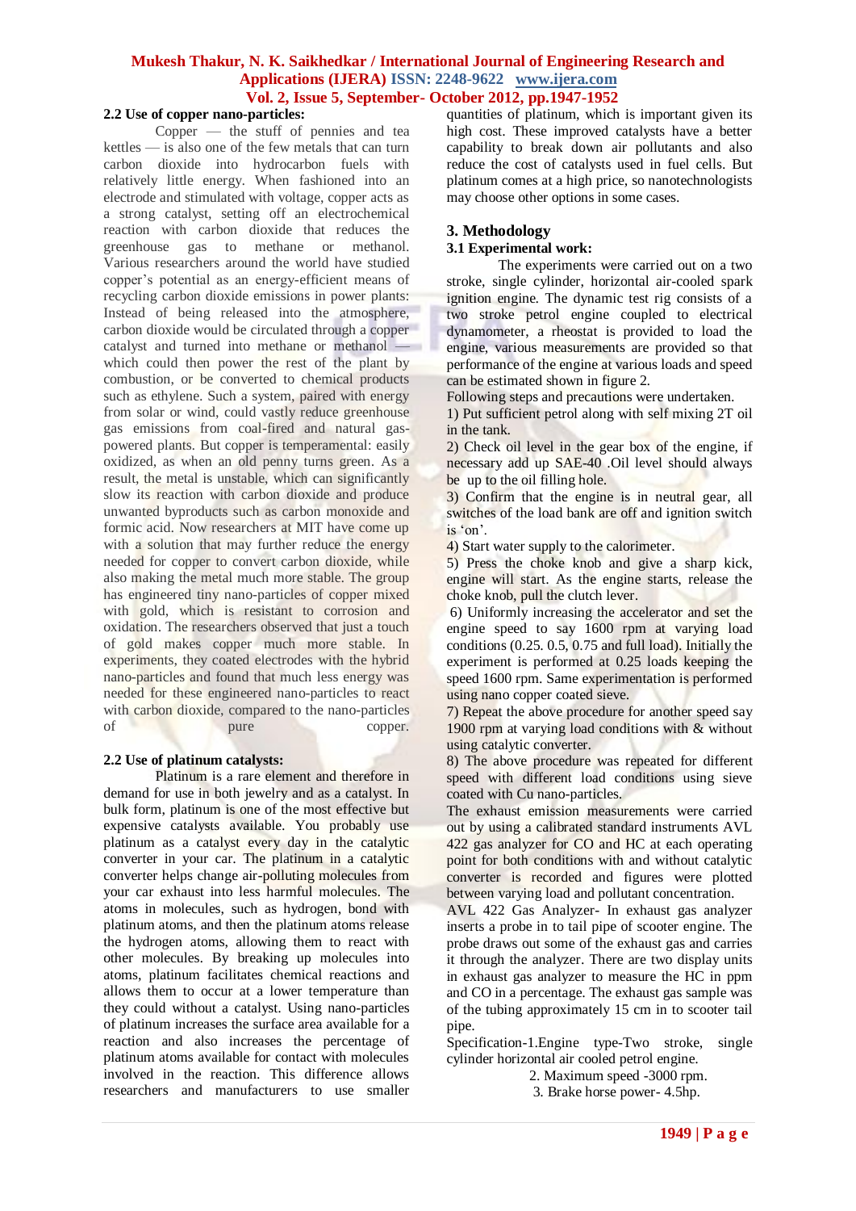### 2.2 Use of copper nano-particles:

Copper — the stuff of pennies and tea kettles — is also one of the few metals that can turn carbon dioxide into hydrocarbon fuels with relatively little energy. When fashioned into an electrode and stimulated with voltage, copper acts as a strong catalyst, setting off an electrochemical reaction with carbon dioxide that reduces the greenhouse gas to methane or methanol. Various researchers around the world have studied copper's potential as an energy-efficient means of recycling carbon dioxide emissions in power plants: Instead of being released into the atmosphere, carbon dioxide would be circulated through a copper catalyst and turned into methane or methanol — which could then power the rest of the plant by combustion, or be converted to chemical products such as ethylene. Such a system, paired with energy from solar or wind, could vastly reduce greenhouse gas emissions from coal-fired and natural gas-powered plants. But copper is temperamental: easily oxidized, as when an old penny turns green. As a result, the metal is unstable, which can significantly slow its reaction with carbon dioxide and produce unwanted byproducts such as carbon monoxide and formic acid. Now researchers at MIT have come up with a solution that may further reduce the energy needed for copper to convert carbon dioxide, while also making the metal much more stable. The group has engineered tiny nano-particles of copper mixed with gold, which is resistant to corrosion and oxidation. The researchers observed that just a touch of gold makes copper much more stable. In experiments, they coated electrodes with the hybrid nano-particles and found that much less energy was needed for these engineered nano-particles to react with carbon dioxide, compared to the nano-particles of pure copper.

### 2.2 Use of platinum catalysts:

Platinum is a rare element and therefore in demand for use in both jewelry and as a catalyst. In bulk form, platinum is one of the most effective but expensive catalysts available. You probably use platinum as a catalyst every day in the catalytic converter in your car. The platinum in a catalytic converter helps change air-polluting molecules from your car exhaust into less harmful molecules. The atoms in molecules, such as hydrogen, bond with platinum atoms, and then the platinum atoms release the hydrogen atoms, allowing them to react with other molecules. By breaking up molecules into atoms, platinum facilitates chemical reactions and allows them to occur at a lower temperature than they could without a catalyst. Using nano-particles of platinum increases the surface area available for a reaction and also increases the percentage of platinum atoms available for contact with molecules involved in the reaction. This difference allows researchers and manufacturers to use smaller quantities of platinum, which is important given its high cost. These improved catalysts have a better capability to break down air pollutants and also reduce the cost of catalysts used in fuel cells. But platinum comes at a high price, so nanotechnologists may choose other options in some cases.

## 3. Methodology

### 3.1 Experimental work:

The experiments were carried out on a two stroke, single cylinder, horizontal air-cooled spark ignition engine. The dynamic test rig consists of a two stroke petrol engine coupled to electrical dynamometer, a rheostat is provided to load the engine, various measurements are provided so that performance of the engine at various loads and speed can be estimated shown in figure 2.

Following steps and precautions were undertaken.

1) Put sufficient petrol along with self mixing 2T oil in the tank.

2) Check oil level in the gear box of the engine, if necessary add up SAE-40 .Oil level should always be up to the oil filling hole.

3) Confirm that the engine is in neutral gear, all switches of the load bank are off and ignition switch is 'on'.

4) Start water supply to the calorimeter.

5) Press the choke knob and give a sharp kick, engine will start. As the engine starts, release the choke knob, pull the clutch lever.

6) Uniformly increasing the accelerator and set the engine speed to say 1600 rpm at varying load conditions (0.25. 0.5, 0.75 and full load). Initially the experiment is performed at 0.25 loads keeping the speed 1600 rpm. Same experimentation is performed using nano copper coated sieve.

7) Repeat the above procedure for another speed say 1900 rpm at varying load conditions with & without using catalytic converter.

8) The above procedure was repeated for different speed with different load conditions using sieve coated with Cu nano-particles.

The exhaust emission measurements were carried out by using a calibrated standard instruments AVL 422 gas analyzer for CO and HC at each operating point for both conditions with and without catalytic converter is recorded and figures were plotted between varying load and pollutant concentration.

AVL 422 Gas Analyzer- In exhaust gas analyzer inserts a probe in to tail pipe of scooter engine. The probe draws out some of the exhaust gas and carries it through the analyzer. There are two display units in exhaust gas analyzer to measure the HC in ppm and CO in a percentage. The exhaust gas sample was of the tubing approximately 15 cm in to scooter tail pipe.

Specification-1.Engine type-Two stroke, single cylinder horizontal air cooled petrol engine.

2. Maximum speed -3000 rpm.
3. Brake horse power- 4.5hp.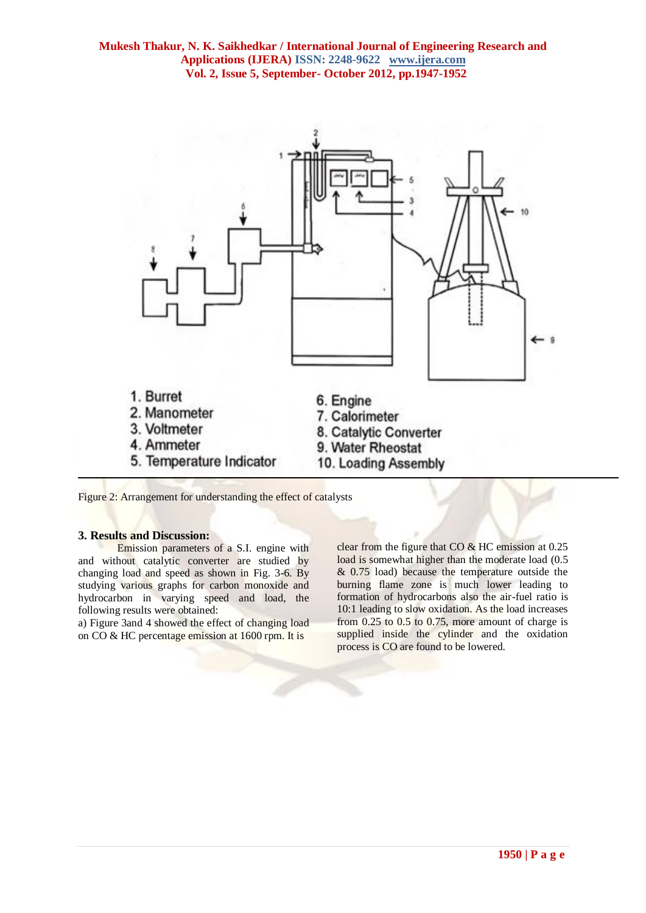1. Burret
2. Manometer
3. Voltmeter
4. Ammeter
5. Temperature Indicator
6. Engine
7. Calorimeter
8. Catalytic Converter
9. Water Rheostat
10. Loading Assembly

Figure 2: Arrangement for understanding the effect of catalysts

### 3. Results and Discussion:

Emission parameters of a S.I. engine with and without catalytic converter are studied by changing load and speed as shown in Fig. 3-6. By studying various graphs for carbon monoxide and hydrocarbon in varying speed and load, the following results were obtained:

a) Figure 3and 4 showed the effect of changing load on CO & HC percentage emission at 1600 rpm. It is clear from the figure that CO & HC emission at 0.25 load is somewhat higher than the moderate load (0.5 & 0.75 load) because the temperature outside the burning flame zone is much lower leading to formation of hydrocarbons also the air-fuel ratio is 10:1 leading to slow oxidation. As the load increases from 0.25 to 0.5 to 0.75, more amount of charge is supplied inside the cylinder and the oxidation process is CO are found to be lowered.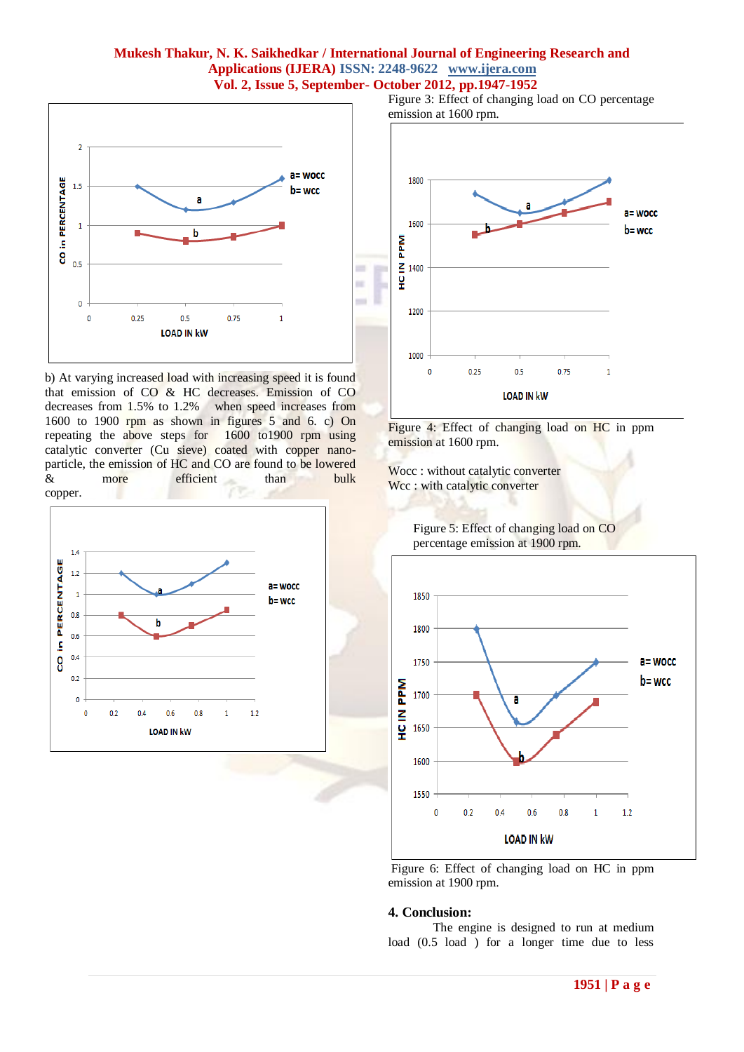Figure 3: Effect of changing load on CO percentage emission at 1600 rpm.

b) At varying increased load with increasing speed it is found that emission of CO & HC decreases. Emission of CO decreases from 1.5% to 1.2% when speed increases from 1600 to 1900 rpm as shown in figures 5 and 6. c) On repeating the above steps for 1600 to1900 rpm using catalytic converter (Cu sieve) coated with copper nano-particle, the emission of HC and CO are found to be lowered & more efficient than bulk copper.

Figure 4: Effect of changing load on HC in ppm emission at 1600 rpm.

Wocc : without catalytic converter
Wcc : with catalytic converter

Figure 5: Effect of changing load on CO percentage emission at 1900 rpm.

Figure 6: Effect of changing load on HC in ppm emission at 1900 rpm.

## 4. Conclusion:

The engine is designed to run at medium load (0.5 load ) for a longer time due to less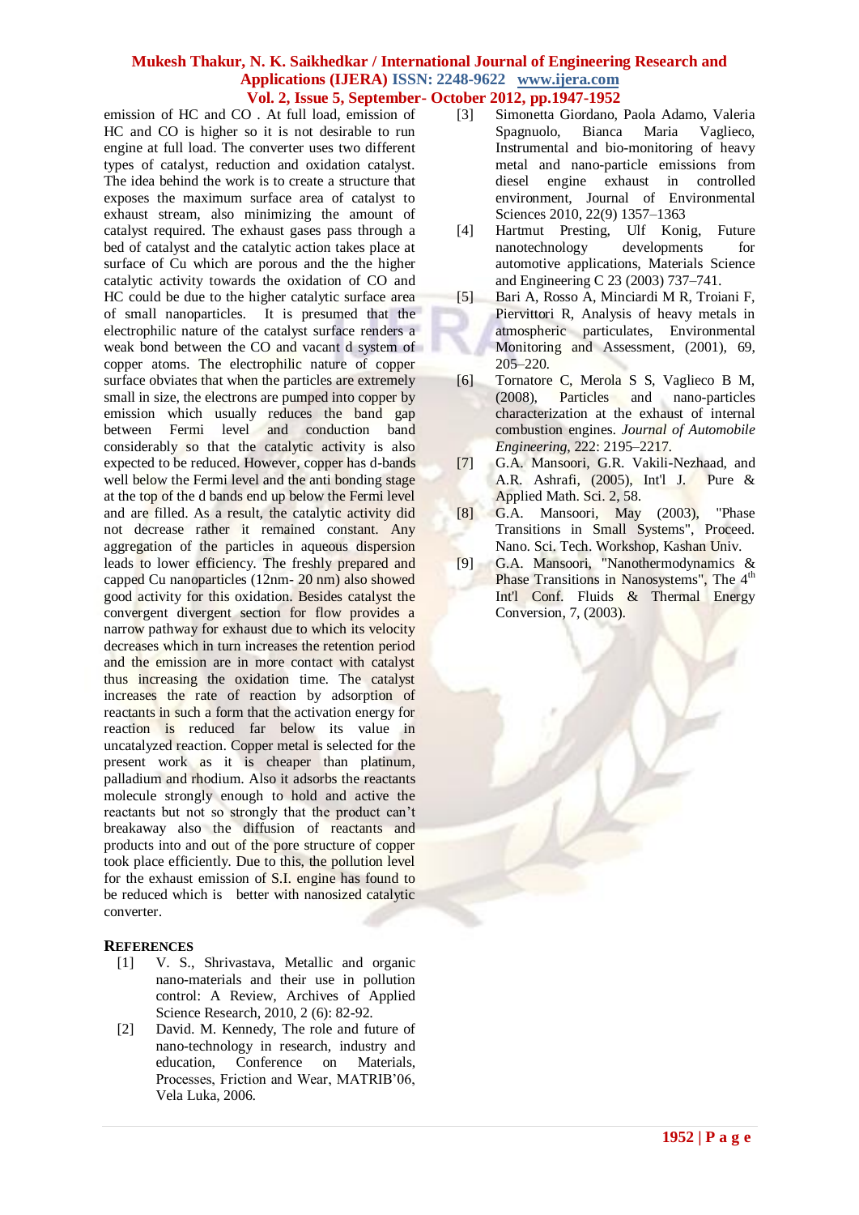emission of HC and CO . At full load, emission of HC and CO is higher so it is not desirable to run engine at full load. The converter uses two different types of catalyst, reduction and oxidation catalyst. The idea behind the work is to create a structure that exposes the maximum surface area of catalyst to exhaust stream, also minimizing the amount of catalyst required. The exhaust gases pass through a bed of catalyst and the catalytic action takes place at surface of Cu which are porous and the the higher catalytic activity towards the oxidation of CO and HC could be due to the higher catalytic surface area of small nanoparticles. It is presumed that the electrophilic nature of the catalyst surface renders a weak bond between the CO and vacant d system of copper atoms. The electrophilic nature of copper surface obviates that when the particles are extremely small in size, the electrons are pumped into copper by emission which usually reduces the band gap between Fermi level and conduction band considerably so that the catalytic activity is also expected to be reduced. However, copper has d-bands well below the Fermi level and the anti bonding stage at the top of the d bands end up below the Fermi level and are filled. As a result, the catalytic activity did not decrease rather it remained constant. Any aggregation of the particles in aqueous dispersion leads to lower efficiency. The freshly prepared and capped Cu nanoparticles (12nm- 20 nm) also showed good activity for this oxidation. Besides catalyst the convergent divergent section for flow provides a narrow pathway for exhaust due to which its velocity decreases which in turn increases the retention period and the emission are in more contact with catalyst thus increasing the oxidation time. The catalyst increases the rate of reaction by adsorption of reactants in such a form that the activation energy for reaction is reduced far below its value in uncatalyzed reaction. Copper metal is selected for the present work as it is cheaper than platinum, palladium and rhodium. Also it adsorbs the reactants molecule strongly enough to hold and active the reactants but not so strongly that the product can't breakaway also the diffusion of reactants and products into and out of the pore structure of copper took place efficiently. Due to this, the pollution level for the exhaust emission of S.I. engine has found to be reduced which is better with nanosized catalytic converter.

## REFERENCES

[1] V. S., Shrivastava, Metallic and organic nano-materials and their use in pollution control: A Review, Archives of Applied Science Research, 2010, 2 (6): 82-92.

[2] David. M. Kennedy, The role and future of nano-technology in research, industry and education, Conference on Materials, Processes, Friction and Wear, MATRIB'06, Vela Luka, 2006.

[3] Simonetta Giordano, Paola Adamo, Valeria Spagnuolo, Bianca Maria Vaglieco, Instrumental and bio-monitoring of heavy metal and nano-particle emissions from diesel engine exhaust in controlled environment, Journal of Environmental Sciences 2010, 22(9) 1357–1363

[4] Hartmut Presting, Ulf Konig, Future nanotechnology developments for automotive applications, Materials Science and Engineering C 23 (2003) 737–741.

[5] Bari A, Rosso A, Minciardi M R, Troiani F, Piervittori R, Analysis of heavy metals in atmospheric particulates, Environmental Monitoring and Assessment, (2001), 69, 205–220.

[6] Tornatore C, Merola S S, Vaglieco B M, (2008), Particles and nano-particles characterization at the exhaust of internal combustion engines. *Journal of Automobile Engineering*, 222: 2195–2217.

[7] G.A. Mansoori, G.R. Vakili-Nezhaad, and A.R. Ashrafi, (2005), Int'l J. Pure & Applied Math. Sci. 2, 58.

[8] G.A. Mansoori, May (2003), "Phase Transitions in Small Systems", Proceed. Nano. Sci. Tech. Workshop, Kashan Univ.

[9] G.A. Mansoori, "Nanothermodynamics & Phase Transitions in Nanosystems", The 4th Int'l Conf. Fluids & Thermal Energy Conversion, 7, (2003).